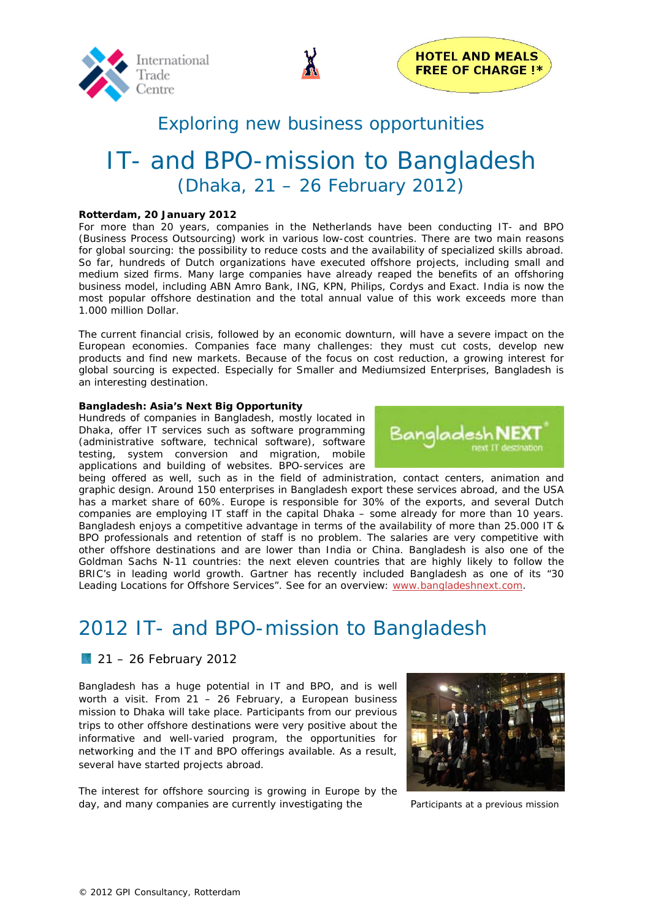International Trade Centre

**HOTEL AND MEALS FREE OF CHARGE !***

## Exploring new business opportunities

# IT- and BPO-mission to Bangladesh

## (Dhaka, 21 – 26 February 2012)

**Rotterdam, 20 January 2012**
For more than 20 years, companies in the Netherlands have been conducting IT- and BPO (Business Process Outsourcing) work in various low-cost countries. There are two main reasons for global sourcing: the possibility to reduce costs and the availability of specialized skills abroad. So far, hundreds of Dutch organizations have executed offshore projects, including small and medium sized firms. Many large companies have already reaped the benefits of an offshoring business model, including ABN Amro Bank, ING, KPN, Philips, Cordys and Exact. India is now the most popular offshore destination and the total annual value of this work exceeds more than 1.000 million Dollar.

The current financial crisis, followed by an economic downturn, will have a severe impact on the European economies. Companies face many challenges: they must cut costs, develop new products and find new markets. Because of the focus on cost reduction, a growing interest for global sourcing is expected. Especially for Smaller and Mediumsized Enterprises, Bangladesh is an interesting destination.

**Bangladesh: Asia's Next Big Opportunity**
Hundreds of companies in Bangladesh, mostly located in Dhaka, offer IT services such as software programming (administrative software, technical software), software testing, system conversion and migration, mobile applications and building of websites. BPO-services are being offered as well, such as in the field of administration, contact centers, animation and graphic design. Around 150 enterprises in Bangladesh export these services abroad, and the USA has a market share of 60%. Europe is responsible for 30% of the exports, and several Dutch companies are employing IT staff in the capital Dhaka – some already for more than 10 years. Bangladesh enjoys a competitive advantage in terms of the availability of more than 25.000 IT & BPO professionals and retention of staff is no problem. The salaries are very competitive with other offshore destinations and are lower than India or China. Bangladesh is also one of the Goldman Sachs N-11 countries: the next eleven countries that are highly likely to follow the BRIC's in leading world growth. Gartner has recently included Bangladesh as one of its "30 Leading Locations for Offshore Services". See for an overview: www.bangladeshnext.com.

# 2012 IT- and BPO-mission to Bangladesh

21 – 26 February 2012

Bangladesh has a huge potential in IT and BPO, and is well worth a visit. From 21 – 26 February, a European business mission to Dhaka will take place. Participants from our previous trips to other offshore destinations were very positive about the informative and well-varied program, the opportunities for networking and the IT and BPO offerings available. As a result, several have started projects abroad.

Participants at a previous mission

The interest for offshore sourcing is growing in Europe by the day, and many companies are currently investigating the

© 2012 GPI Consultancy, Rotterdam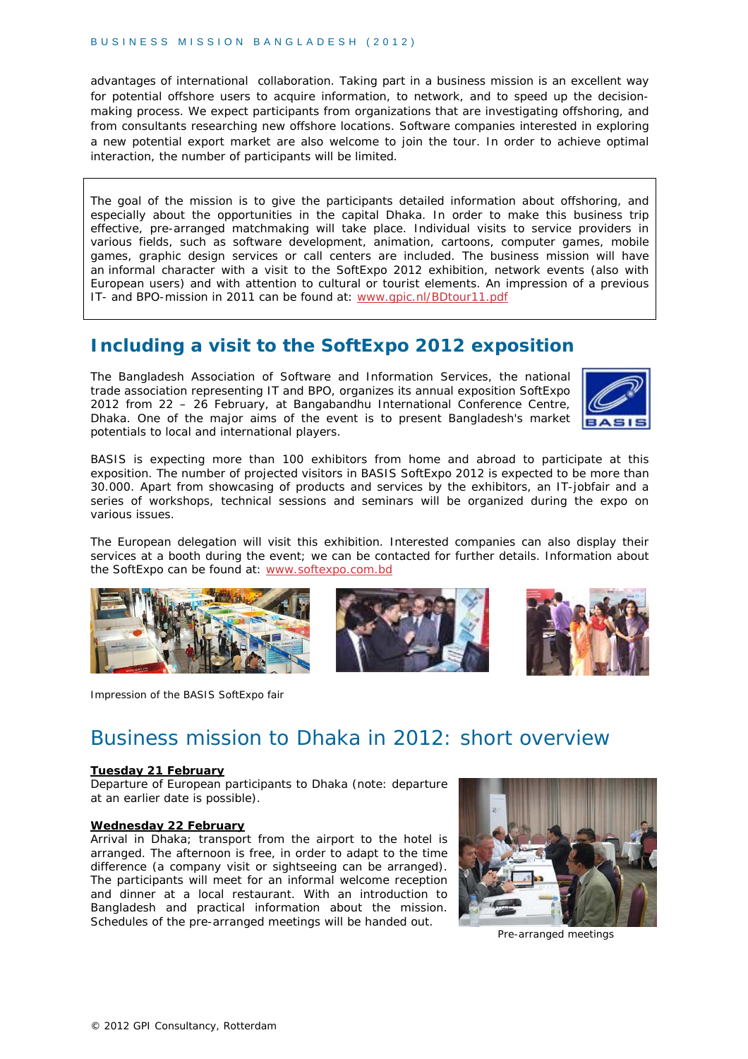advantages of international collaboration. Taking part in a business mission is an excellent way for potential offshore users to acquire information, to network, and to speed up the decision-making process. We expect participants from organizations that are investigating offshoring, and from consultants researching new offshore locations. Software companies interested in exploring a new potential export market are also welcome to join the tour. In order to achieve optimal interaction, the number of participants will be limited.

The goal of the mission is to give the participants detailed information about offshoring, and especially about the opportunities in the capital Dhaka. In order to make this business trip effective, pre-arranged matchmaking will take place. Individual visits to service providers in various fields, such as software development, animation, cartoons, computer games, mobile games, graphic design services or call centers are included. The business mission will have an informal character with a visit to the SoftExpo 2012 exhibition, network events (also with European users) and with attention to cultural or tourist elements. An impression of a previous IT- and BPO-mission in 2011 can be found at: www.gpic.nl/BDtour11.pdf

## Including a visit to the SoftExpo 2012 exposition

The Bangladesh Association of Software and Information Services, the national trade association representing IT and BPO, organizes its annual exposition SoftExpo 2012 from 22 – 26 February, at Bangabandhu International Conference Centre, Dhaka. One of the major aims of the event is to present Bangladesh's market potentials to local and international players.

BASIS is expecting more than 100 exhibitors from home and abroad to participate at this exposition. The number of projected visitors in BASIS SoftExpo 2012 is expected to be more than 30.000. Apart from showcasing of products and services by the exhibitors, an IT-jobfair and a series of workshops, technical sessions and seminars will be organized during the expo on various issues.

The European delegation will visit this exhibition. Interested companies can also display their services at a booth during the event; we can be contacted for further details. Information about the SoftExpo can be found at: www.softexpo.com.bd

Impression of the BASIS SoftExpo fair

# Business mission to Dhaka in 2012: short overview

**Tuesday 21 February**
Departure of European participants to Dhaka (note: departure at an earlier date is possible).

**Wednesday 22 February**
Arrival in Dhaka; transport from the airport to the hotel is arranged. The afternoon is free, in order to adapt to the time difference (a company visit or sightseeing can be arranged). The participants will meet for an informal welcome reception and dinner at a local restaurant. With an introduction to Bangladesh and practical information about the mission. Schedules of the pre-arranged meetings will be handed out.

Pre-arranged meetings

© 2012 GPI Consultancy, Rotterdam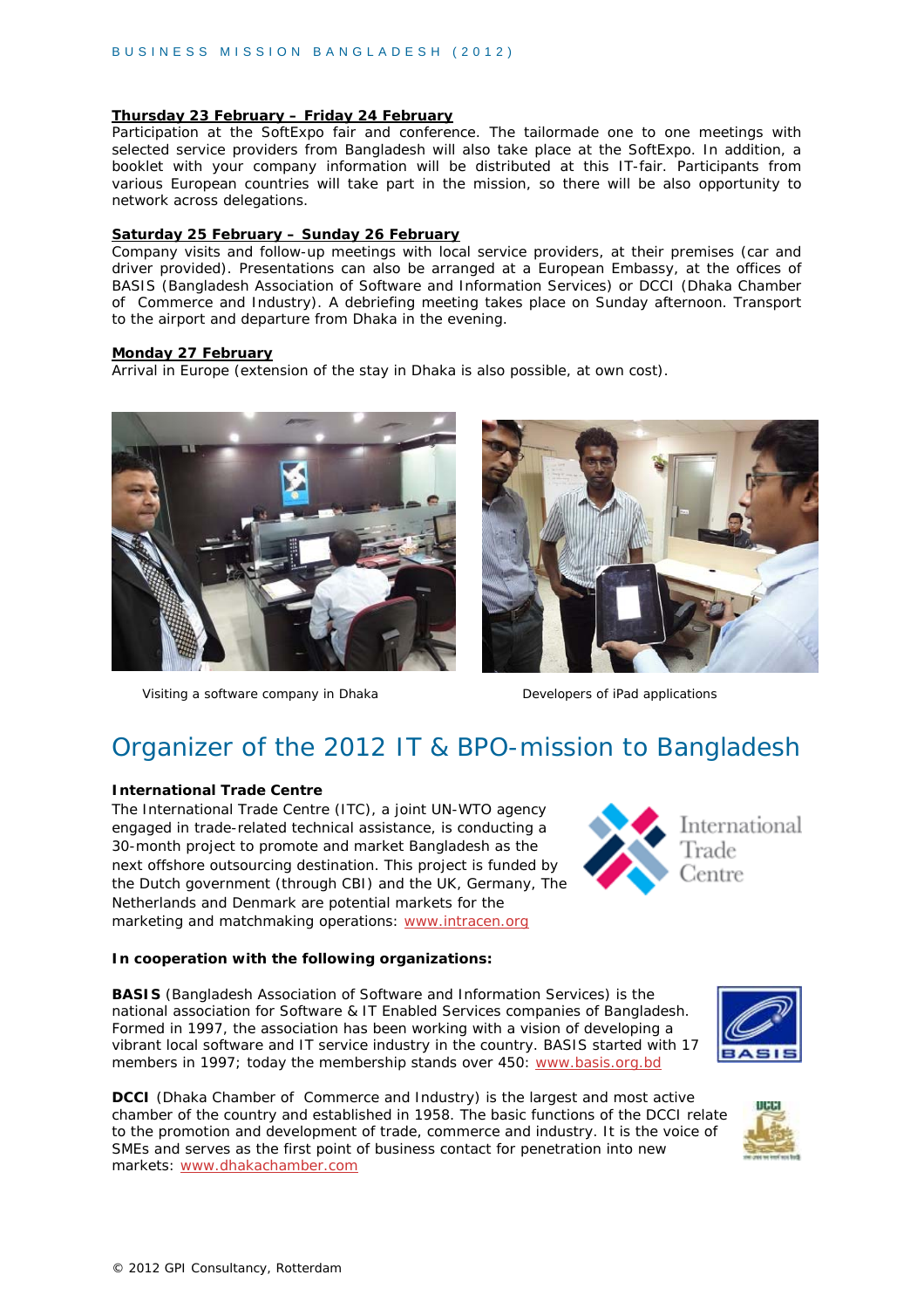**Thursday 23 February – Friday 24 February**
Participation at the SoftExpo fair and conference. The tailormade one to one meetings with selected service providers from Bangladesh will also take place at the SoftExpo. In addition, a booklet with your company information will be distributed at this IT-fair. Participants from various European countries will take part in the mission, so there will be also opportunity to network across delegations.

**Saturday 25 February – Sunday 26 February**
Company visits and follow-up meetings with local service providers, at their premises (car and driver provided). Presentations can also be arranged at a European Embassy, at the offices of BASIS (Bangladesh Association of Software and Information Services) or DCCI (Dhaka Chamber of Commerce and Industry). A debriefing meeting takes place on Sunday afternoon. Transport to the airport and departure from Dhaka in the evening.

**Monday 27 February**
Arrival in Europe (extension of the stay in Dhaka is also possible, at own cost).

Visiting a software company in Dhaka

Developers of iPad applications

# Organizer of the 2012 IT & BPO-mission to Bangladesh

**International Trade Centre**
The International Trade Centre (ITC), a joint UN-WTO agency engaged in trade-related technical assistance, is conducting a 30-month project to promote and market Bangladesh as the next offshore outsourcing destination. This project is funded by the Dutch government (through CBI) and the UK, Germany, The Netherlands and Denmark are potential markets for the marketing and matchmaking operations: www.intracen.org

**In cooperation with the following organizations:**

**BASIS** (Bangladesh Association of Software and Information Services) is the national association for Software & IT Enabled Services companies of Bangladesh. Formed in 1997, the association has been working with a vision of developing a vibrant local software and IT service industry in the country. BASIS started with 17 members in 1997; today the membership stands over 450: www.basis.org.bd

**DCCI** (Dhaka Chamber of Commerce and Industry) is the largest and most active chamber of the country and established in 1958. The basic functions of the DCCI relate to the promotion and development of trade, commerce and industry. It is the voice of SMEs and serves as the first point of business contact for penetration into new markets: www.dhakachamber.com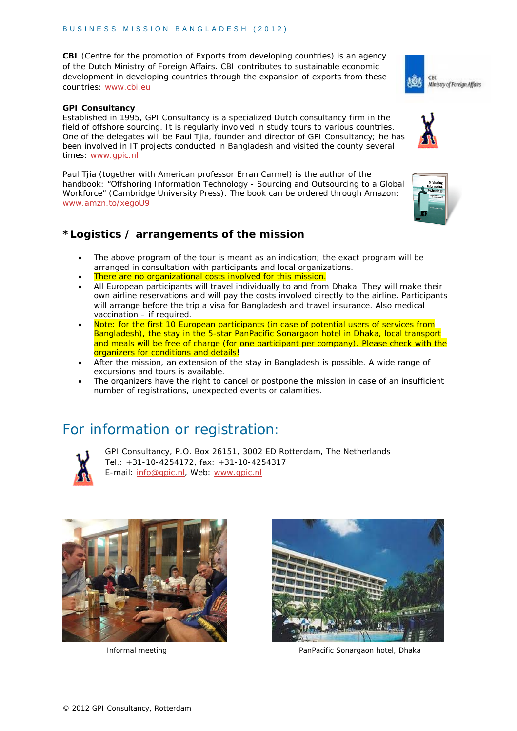**CBI** (Centre for the promotion of Exports from developing countries) is an agency of the Dutch Ministry of Foreign Affairs. CBI contributes to sustainable economic development in developing countries through the expansion of exports from these countries: www.cbi.eu

**GPI Consultancy**
Established in 1995, GPI Consultancy is a specialized Dutch consultancy firm in the field of offshore sourcing. It is regularly involved in study tours to various countries. One of the delegates will be Paul Tjia, founder and director of GPI Consultancy; he has been involved in IT projects conducted in Bangladesh and visited the county several times: www.gpic.nl

Paul Tjia (together with American professor Erran Carmel) is the author of the handbook: "Offshoring Information Technology - Sourcing and Outsourcing to a Global Workforce" (Cambridge University Press). The book can be ordered through Amazon: www.amzn.to/xegoU9

## * Logistics / arrangements of the mission

- The above program of the tour is meant as an indication; the exact program will be arranged in consultation with participants and local organizations.
- There are no organizational costs involved for this mission.
- All European participants will travel individually to and from Dhaka. They will make their own airline reservations and will pay the costs involved directly to the airline. Participants will arrange before the trip a visa for Bangladesh and travel insurance. Also medical vaccination – if required.
- Note: for the first 10 European participants (in case of potential users of services from Bangladesh), the stay in the 5-star PanPacific Sonargaon hotel in Dhaka, local transport and meals will be free of charge (for one participant per company). Please check with the organizers for conditions and details!
- After the mission, an extension of the stay in Bangladesh is possible. A wide range of excursions and tours is available.
- The organizers have the right to cancel or postpone the mission in case of an insufficient number of registrations, unexpected events or calamities.

## For information or registration:

GPI Consultancy, P.O. Box 26151, 3002 ED Rotterdam, The Netherlands
Tel.: +31-10-4254172, fax: +31-10-4254317
E-mail: info@gpic.nl, Web: www.gpic.nl

Informal meeting

PanPacific Sonargaon hotel, Dhaka

© 2012 GPI Consultancy, Rotterdam